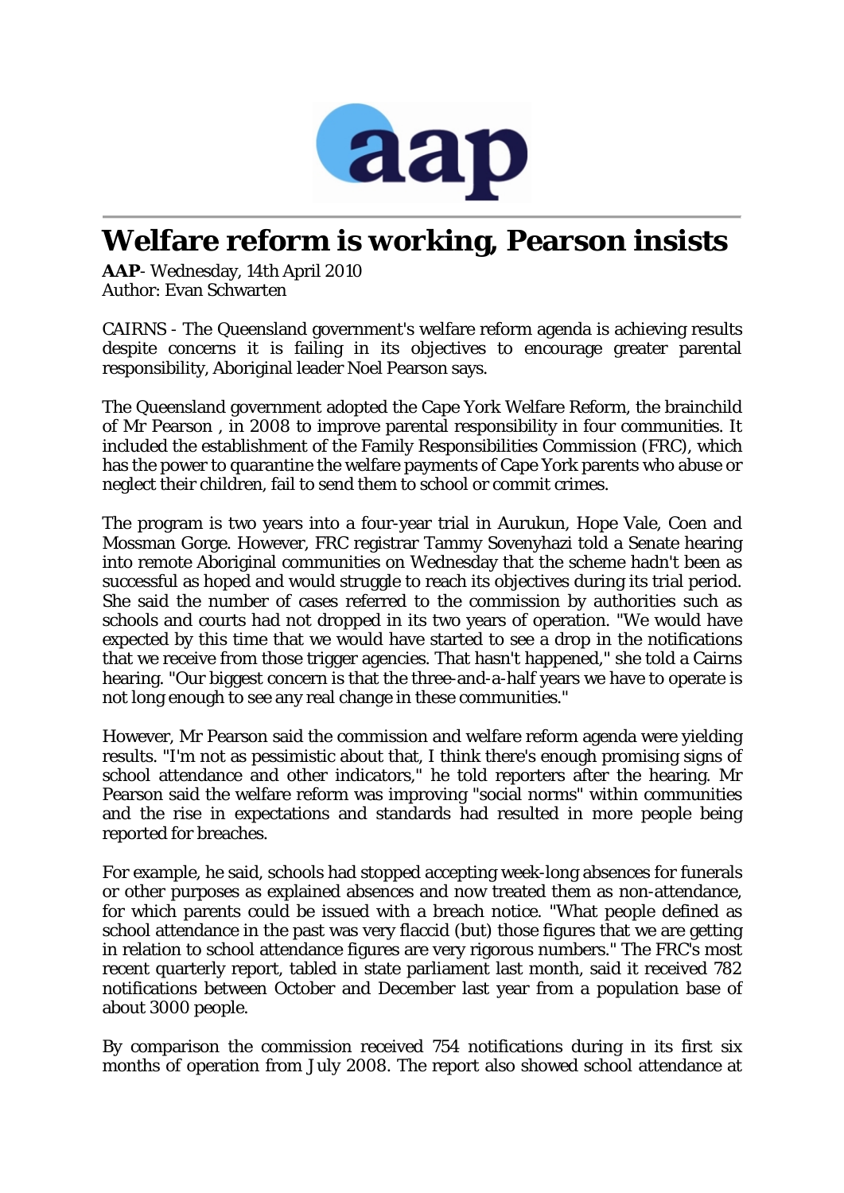# Welfare reform is working, Pearson insists

**AAP**- Wednesday, 14th April 2010
Author: Evan Schwarten

CAIRNS - The Queensland government's welfare reform agenda is achieving results despite concerns it is failing in its objectives to encourage greater parental responsibility, Aboriginal leader Noel Pearson says.

The Queensland government adopted the Cape York Welfare Reform, the brainchild of Mr Pearson , in 2008 to improve parental responsibility in four communities. It included the establishment of the Family Responsibilities Commission (FRC), which has the power to quarantine the welfare payments of Cape York parents who abuse or neglect their children, fail to send them to school or commit crimes.

The program is two years into a four-year trial in Aurukun, Hope Vale, Coen and Mossman Gorge. However, FRC registrar Tammy Sovenyhazi told a Senate hearing into remote Aboriginal communities on Wednesday that the scheme hadn't been as successful as hoped and would struggle to reach its objectives during its trial period. She said the number of cases referred to the commission by authorities such as schools and courts had not dropped in its two years of operation. "We would have expected by this time that we would have started to see a drop in the notifications that we receive from those trigger agencies. That hasn't happened," she told a Cairns hearing. "Our biggest concern is that the three-and-a-half years we have to operate is not long enough to see any real change in these communities."

However, Mr Pearson said the commission and welfare reform agenda were yielding results. "I'm not as pessimistic about that, I think there's enough promising signs of school attendance and other indicators," he told reporters after the hearing. Mr Pearson said the welfare reform was improving "social norms" within communities and the rise in expectations and standards had resulted in more people being reported for breaches.

For example, he said, schools had stopped accepting week-long absences for funerals or other purposes as explained absences and now treated them as non-attendance, for which parents could be issued with a breach notice. "What people defined as school attendance in the past was very flaccid (but) those figures that we are getting in relation to school attendance figures are very rigorous numbers." The FRC's most recent quarterly report, tabled in state parliament last month, said it received 782 notifications between October and December last year from a population base of about 3000 people.

By comparison the commission received 754 notifications during in its first six months of operation from July 2008. The report also showed school attendance at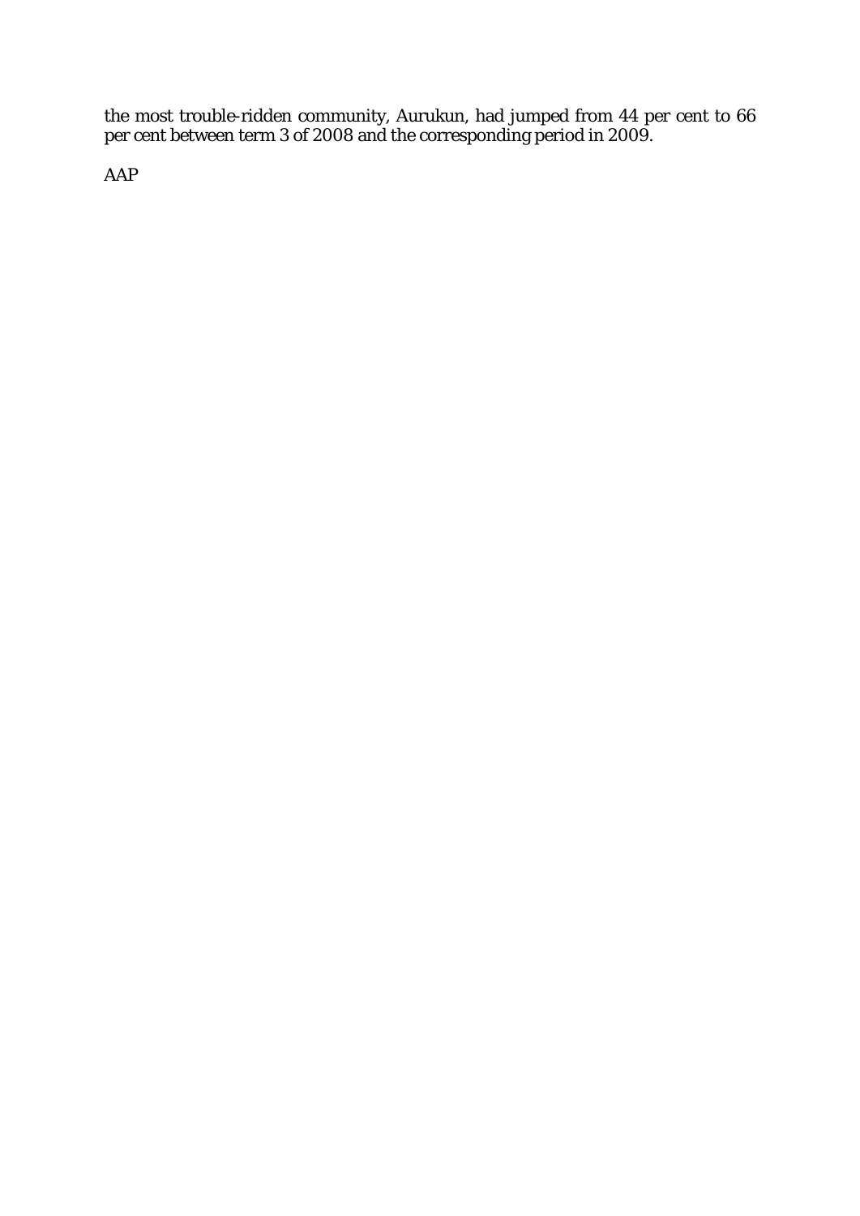the most trouble-ridden community, Aurukun, had jumped from 44 per cent to 66 per cent between term 3 of 2008 and the corresponding period in 2009.

AAP